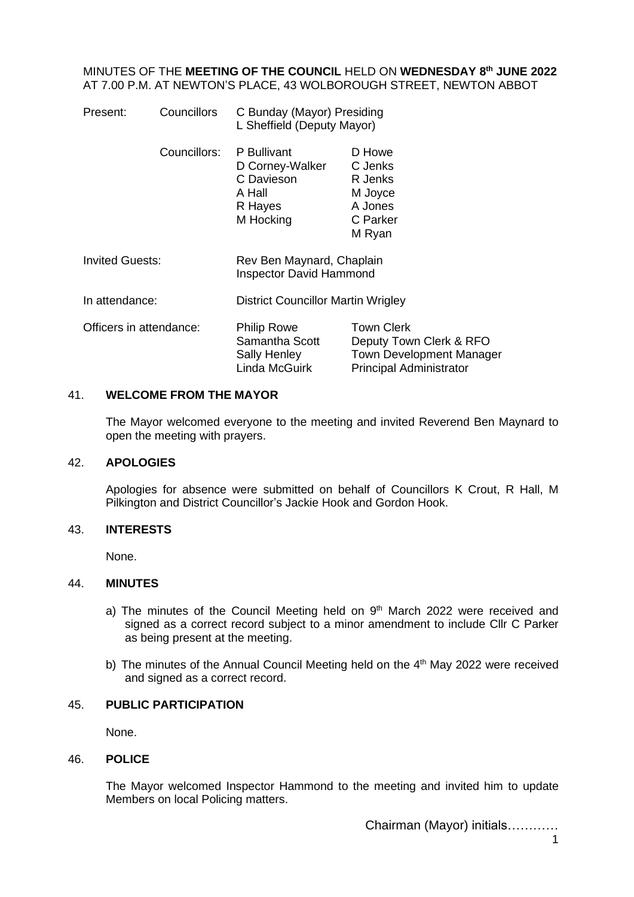MINUTES OF THE **MEETING OF THE COUNCIL** HELD ON **WEDNESDAY 8th JUNE 2022** AT 7.00 P.M. AT NEWTON'S PLACE, 43 WOLBOROUGH STREET, NEWTON ABBOT

| | | | |
|---|---|---|---|
| Present: | Councillors | C Bunday (Mayor) Presiding<br>L Sheffield (Deputy Mayor) | |
| | Councillors: | P Bullivant<br>D Corney-Walker<br>C Davieson<br>A Hall<br>R Hayes<br>M Hocking | D Howe<br>C Jenks<br>R Jenks<br>M Joyce<br>A Jones<br>C Parker<br>M Ryan |
| Invited Guests: | | Rev Ben Maynard, Chaplain<br>Inspector David Hammond | |
| In attendance: | | District Councillor Martin Wrigley | |
| Officers in attendance: | | Philip Rowe<br>Samantha Scott<br>Sally Henley<br>Linda McGuirk | Town Clerk<br>Deputy Town Clerk & RFO<br>Town Development Manager<br>Principal Administrator |

## 41. WELCOME FROM THE MAYOR

The Mayor welcomed everyone to the meeting and invited Reverend Ben Maynard to open the meeting with prayers.

## 42. APOLOGIES

Apologies for absence were submitted on behalf of Councillors K Crout, R Hall, M Pilkington and District Councillor's Jackie Hook and Gordon Hook.

## 43. INTERESTS

None.

## 44. MINUTES

a) The minutes of the Council Meeting held on 9th March 2022 were received and signed as a correct record subject to a minor amendment to include Cllr C Parker as being present at the meeting.

b) The minutes of the Annual Council Meeting held on the 4th May 2022 were received and signed as a correct record.

## 45. PUBLIC PARTICIPATION

None.

## 46. POLICE

The Mayor welcomed Inspector Hammond to the meeting and invited him to update Members on local Policing matters.

Chairman (Mayor) initials…………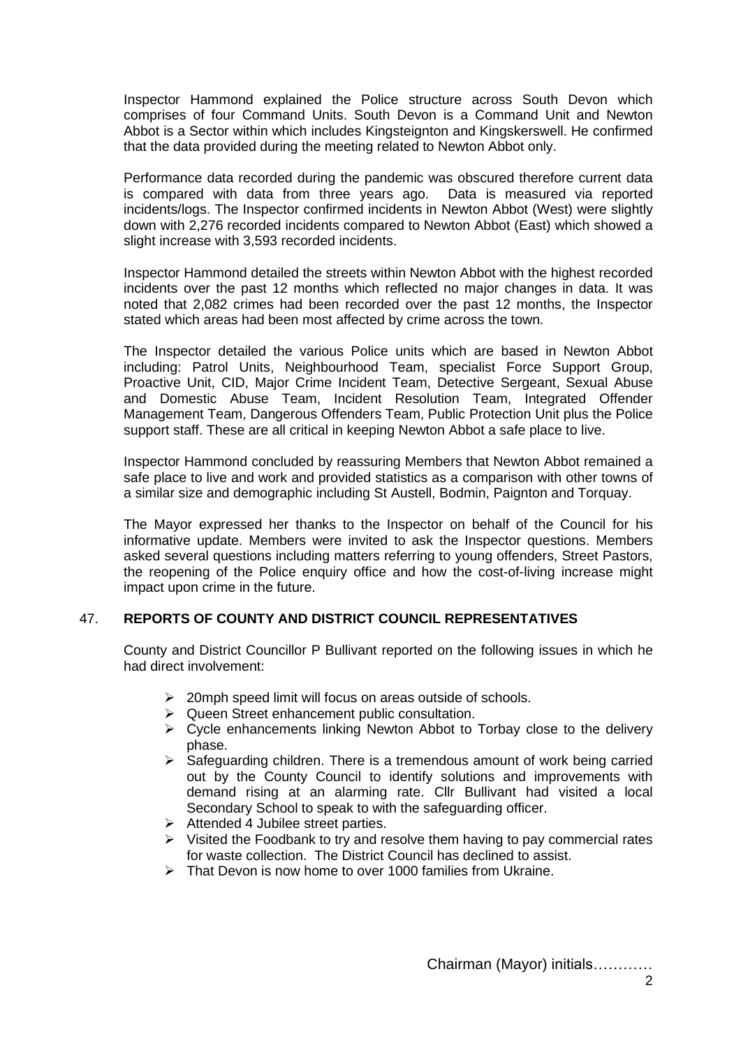Inspector Hammond explained the Police structure across South Devon which comprises of four Command Units. South Devon is a Command Unit and Newton Abbot is a Sector within which includes Kingsteignton and Kingskerswell. He confirmed that the data provided during the meeting related to Newton Abbot only.

Performance data recorded during the pandemic was obscured therefore current data is compared with data from three years ago. Data is measured via reported incidents/logs. The Inspector confirmed incidents in Newton Abbot (West) were slightly down with 2,276 recorded incidents compared to Newton Abbot (East) which showed a slight increase with 3,593 recorded incidents.

Inspector Hammond detailed the streets within Newton Abbot with the highest recorded incidents over the past 12 months which reflected no major changes in data. It was noted that 2,082 crimes had been recorded over the past 12 months, the Inspector stated which areas had been most affected by crime across the town.

The Inspector detailed the various Police units which are based in Newton Abbot including: Patrol Units, Neighbourhood Team, specialist Force Support Group, Proactive Unit, CID, Major Crime Incident Team, Detective Sergeant, Sexual Abuse and Domestic Abuse Team, Incident Resolution Team, Integrated Offender Management Team, Dangerous Offenders Team, Public Protection Unit plus the Police support staff. These are all critical in keeping Newton Abbot a safe place to live.

Inspector Hammond concluded by reassuring Members that Newton Abbot remained a safe place to live and work and provided statistics as a comparison with other towns of a similar size and demographic including St Austell, Bodmin, Paignton and Torquay.

The Mayor expressed her thanks to the Inspector on behalf of the Council for his informative update. Members were invited to ask the Inspector questions. Members asked several questions including matters referring to young offenders, Street Pastors, the reopening of the Police enquiry office and how the cost-of-living increase might impact upon crime in the future.

## 47. REPORTS OF COUNTY AND DISTRICT COUNCIL REPRESENTATIVES

County and District Councillor P Bullivant reported on the following issues in which he had direct involvement:

- 20mph speed limit will focus on areas outside of schools.
- Queen Street enhancement public consultation.
- Cycle enhancements linking Newton Abbot to Torbay close to the delivery phase.
- Safeguarding children. There is a tremendous amount of work being carried out by the County Council to identify solutions and improvements with demand rising at an alarming rate. Cllr Bullivant had visited a local Secondary School to speak to with the safeguarding officer.
- Attended 4 Jubilee street parties.
- Visited the Foodbank to try and resolve them having to pay commercial rates for waste collection. The District Council has declined to assist.
- That Devon is now home to over 1000 families from Ukraine.

Chairman (Mayor) initials…………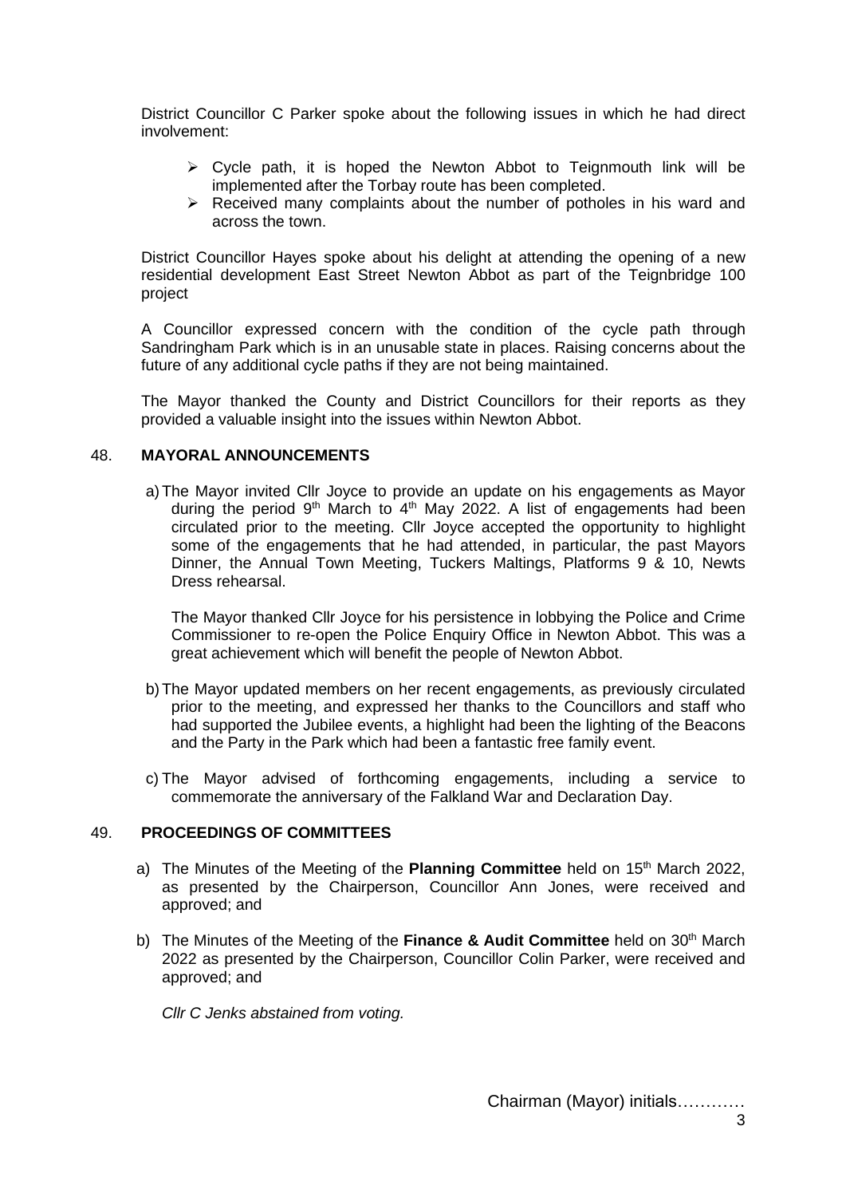District Councillor C Parker spoke about the following issues in which he had direct involvement:

- Cycle path, it is hoped the Newton Abbot to Teignmouth link will be implemented after the Torbay route has been completed.
- Received many complaints about the number of potholes in his ward and across the town.

District Councillor Hayes spoke about his delight at attending the opening of a new residential development East Street Newton Abbot as part of the Teignbridge 100 project

A Councillor expressed concern with the condition of the cycle path through Sandringham Park which is in an unusable state in places. Raising concerns about the future of any additional cycle paths if they are not being maintained.

The Mayor thanked the County and District Councillors for their reports as they provided a valuable insight into the issues within Newton Abbot.

## 48. MAYORAL ANNOUNCEMENTS

a) The Mayor invited Cllr Joyce to provide an update on his engagements as Mayor during the period 9th March to 4th May 2022. A list of engagements had been circulated prior to the meeting. Cllr Joyce accepted the opportunity to highlight some of the engagements that he had attended, in particular, the past Mayors Dinner, the Annual Town Meeting, Tuckers Maltings, Platforms 9 & 10, Newts Dress rehearsal.

   The Mayor thanked Cllr Joyce for his persistence in lobbying the Police and Crime Commissioner to re-open the Police Enquiry Office in Newton Abbot. This was a great achievement which will benefit the people of Newton Abbot.

b) The Mayor updated members on her recent engagements, as previously circulated prior to the meeting, and expressed her thanks to the Councillors and staff who had supported the Jubilee events, a highlight had been the lighting of the Beacons and the Party in the Park which had been a fantastic free family event.

c) The Mayor advised of forthcoming engagements, including a service to commemorate the anniversary of the Falkland War and Declaration Day.

## 49. PROCEEDINGS OF COMMITTEES

a) The Minutes of the Meeting of the **Planning Committee** held on 15th March 2022, as presented by the Chairperson, Councillor Ann Jones, were received and approved; and

b) The Minutes of the Meeting of the **Finance & Audit Committee** held on 30th March 2022 as presented by the Chairperson, Councillor Colin Parker, were received and approved; and

   *Cllr C Jenks abstained from voting.*

Chairman (Mayor) initials…………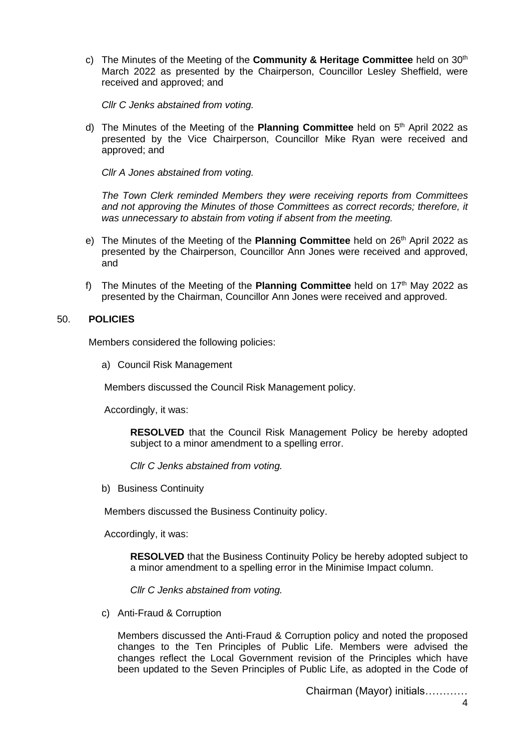c) The Minutes of the Meeting of the **Community & Heritage Committee** held on 30th March 2022 as presented by the Chairperson, Councillor Lesley Sheffield, were received and approved; and

   *Cllr C Jenks abstained from voting.*

d) The Minutes of the Meeting of the **Planning Committee** held on 5th April 2022 as presented by the Vice Chairperson, Councillor Mike Ryan were received and approved; and

   *Cllr A Jones abstained from voting.*

   *The Town Clerk reminded Members they were receiving reports from Committees and not approving the Minutes of those Committees as correct records; therefore, it was unnecessary to abstain from voting if absent from the meeting.*

e) The Minutes of the Meeting of the **Planning Committee** held on 26th April 2022 as presented by the Chairperson, Councillor Ann Jones were received and approved, and

f) The Minutes of the Meeting of the **Planning Committee** held on 17th May 2022 as presented by the Chairman, Councillor Ann Jones were received and approved.

## 50. POLICIES

Members considered the following policies:

a) Council Risk Management

   Members discussed the Council Risk Management policy.

   Accordingly, it was:

   **RESOLVED** that the Council Risk Management Policy be hereby adopted subject to a minor amendment to a spelling error.

   *Cllr C Jenks abstained from voting.*

b) Business Continuity

   Members discussed the Business Continuity policy.

   Accordingly, it was:

   **RESOLVED** that the Business Continuity Policy be hereby adopted subject to a minor amendment to a spelling error in the Minimise Impact column.

   *Cllr C Jenks abstained from voting.*

c) Anti-Fraud & Corruption

   Members discussed the Anti-Fraud & Corruption policy and noted the proposed changes to the Ten Principles of Public Life. Members were advised the changes reflect the Local Government revision of the Principles which have been updated to the Seven Principles of Public Life, as adopted in the Code of

Chairman (Mayor) initials…………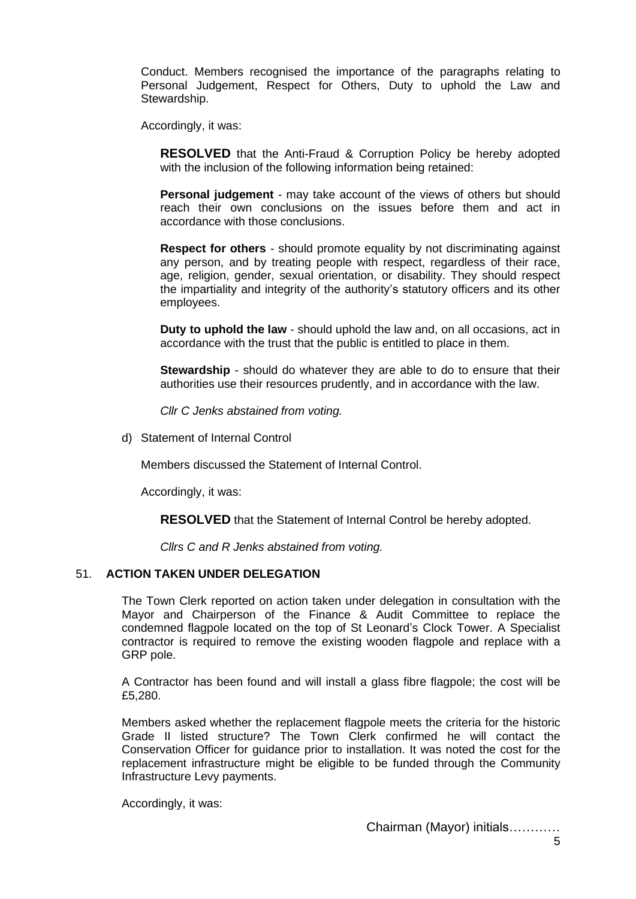Conduct. Members recognised the importance of the paragraphs relating to Personal Judgement, Respect for Others, Duty to uphold the Law and Stewardship.

Accordingly, it was:

**RESOLVED** that the Anti-Fraud & Corruption Policy be hereby adopted with the inclusion of the following information being retained:

**Personal judgement** - may take account of the views of others but should reach their own conclusions on the issues before them and act in accordance with those conclusions.

**Respect for others** - should promote equality by not discriminating against any person, and by treating people with respect, regardless of their race, age, religion, gender, sexual orientation, or disability. They should respect the impartiality and integrity of the authority's statutory officers and its other employees.

**Duty to uphold the law** - should uphold the law and, on all occasions, act in accordance with the trust that the public is entitled to place in them.

**Stewardship** - should do whatever they are able to do to ensure that their authorities use their resources prudently, and in accordance with the law.

*Cllr C Jenks abstained from voting.*

d) Statement of Internal Control

Members discussed the Statement of Internal Control.

Accordingly, it was:

**RESOLVED** that the Statement of Internal Control be hereby adopted.

*Cllrs C and R Jenks abstained from voting.*

## 51. ACTION TAKEN UNDER DELEGATION

The Town Clerk reported on action taken under delegation in consultation with the Mayor and Chairperson of the Finance & Audit Committee to replace the condemned flagpole located on the top of St Leonard's Clock Tower. A Specialist contractor is required to remove the existing wooden flagpole and replace with a GRP pole.

A Contractor has been found and will install a glass fibre flagpole; the cost will be £5,280.

Members asked whether the replacement flagpole meets the criteria for the historic Grade II listed structure? The Town Clerk confirmed he will contact the Conservation Officer for guidance prior to installation. It was noted the cost for the replacement infrastructure might be eligible to be funded through the Community Infrastructure Levy payments.

Accordingly, it was:

Chairman (Mayor) initials…………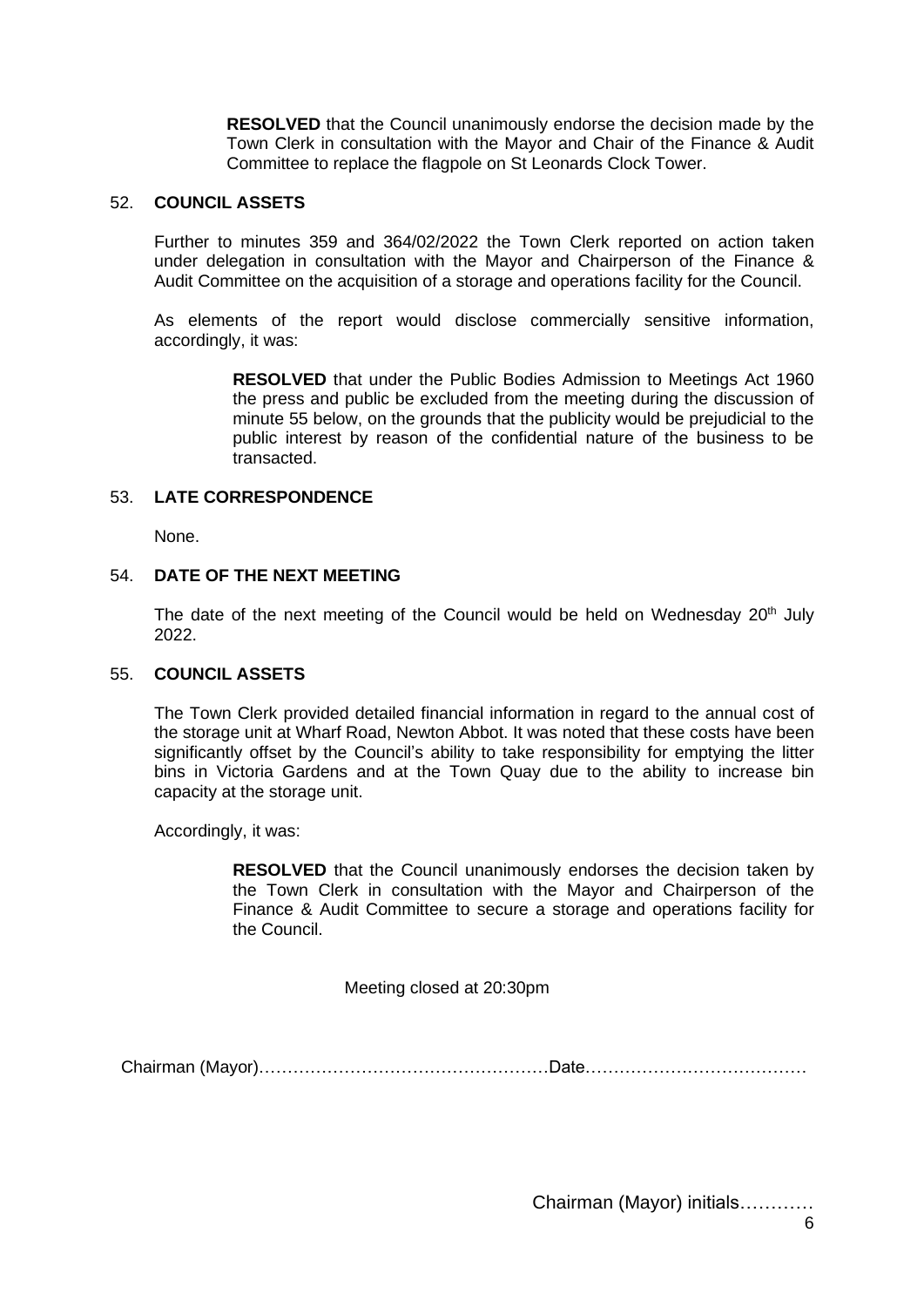> **RESOLVED** that the Council unanimously endorse the decision made by the Town Clerk in consultation with the Mayor and Chair of the Finance & Audit Committee to replace the flagpole on St Leonards Clock Tower.

52. **COUNCIL ASSETS**

Further to minutes 359 and 364/02/2022 the Town Clerk reported on action taken under delegation in consultation with the Mayor and Chairperson of the Finance & Audit Committee on the acquisition of a storage and operations facility for the Council.

As elements of the report would disclose commercially sensitive information, accordingly, it was:

> **RESOLVED** that under the Public Bodies Admission to Meetings Act 1960 the press and public be excluded from the meeting during the discussion of minute 55 below, on the grounds that the publicity would be prejudicial to the public interest by reason of the confidential nature of the business to be transacted.

53. **LATE CORRESPONDENCE**

None.

54. **DATE OF THE NEXT MEETING**

The date of the next meeting of the Council would be held on Wednesday 20th July 2022.

55. **COUNCIL ASSETS**

The Town Clerk provided detailed financial information in regard to the annual cost of the storage unit at Wharf Road, Newton Abbot. It was noted that these costs have been significantly offset by the Council's ability to take responsibility for emptying the litter bins in Victoria Gardens and at the Town Quay due to the ability to increase bin capacity at the storage unit.

Accordingly, it was:

> **RESOLVED** that the Council unanimously endorses the decision taken by the Town Clerk in consultation with the Mayor and Chairperson of the Finance & Audit Committee to secure a storage and operations facility for the Council.

Meeting closed at 20:30pm

Chairman (Mayor)……………………………………………Date…………………………………

Chairman (Mayor) initials…………